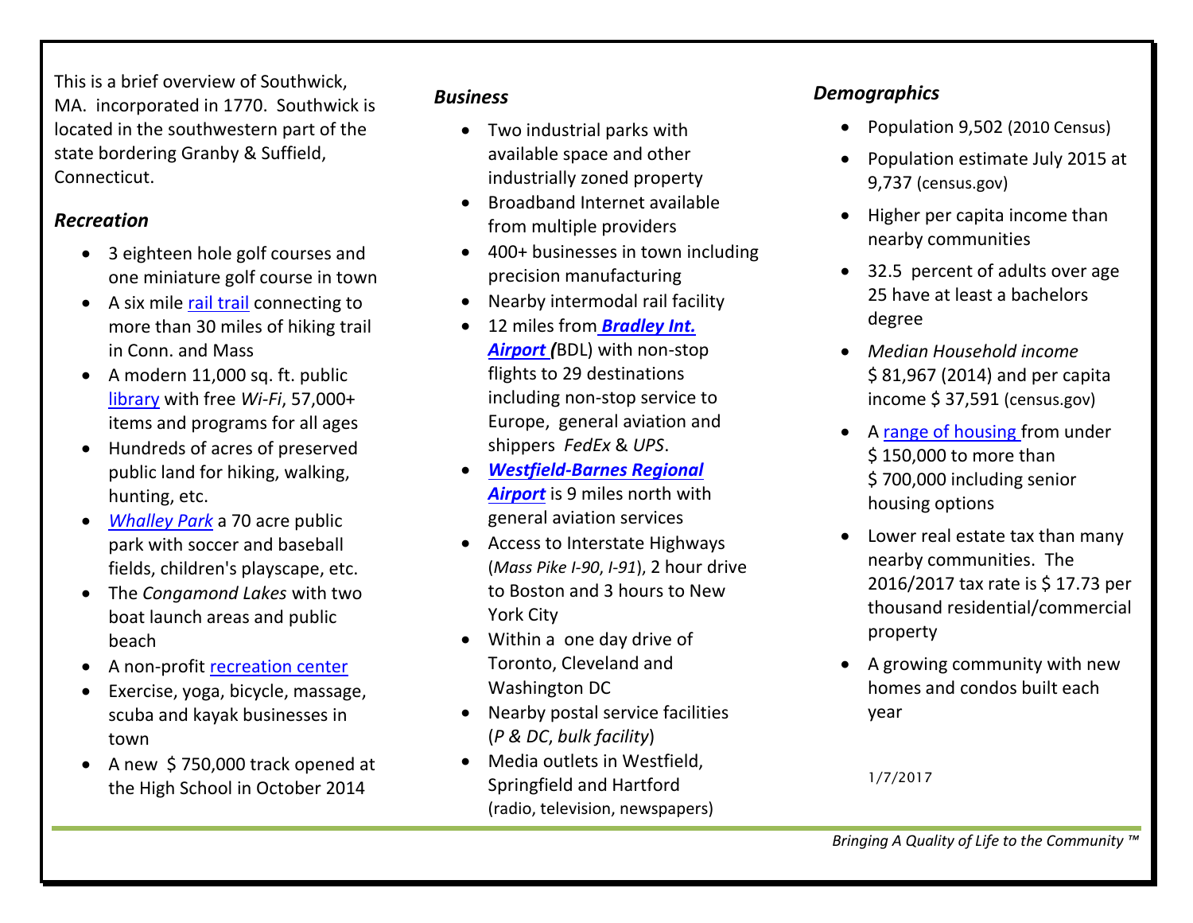This is a brief overview of Southwick, MA. incorporated in 1770. Southwick is located in the southwestern part of the state bordering Granby & Suffield, Connecticut.

## *Recreation*

- 3 eighteen hole golf courses and one miniature golf course in town
- A six mile rail trail connecting to more than 30 miles of hiking trail in Conn. and Mass
- A modern 11,000 sq. ft. public library with free *Wi-Fi*, 57,000+ items and programs for all ages
- Hundreds of acres of preserved public land for hiking, walking, hunting, etc.
- *Whalley Park* a 70 acre public park with soccer and baseball fields, children's playscape, etc.
- The *Congamond Lakes* with two boat launch areas and public beach
- A non-profit recreation center
- Exercise, yoga, bicycle, massage, scuba and kayak businesses in town
- A new $ 750,000 track opened at the High School in October 2014

## *Business*

- Two industrial parks with available space and other industrially zoned property
- Broadband Internet available from multiple providers
- 400+ businesses in town including precision manufacturing
- Nearby intermodal rail facility
- 12 miles from ***Bradley Int. Airport (***BDL) with non-stop flights to 29 destinations including non-stop service to Europe, general aviation and shippers *FedEx* & *UPS*.
- ***Westfield-Barnes Regional Airport*** is 9 miles north with general aviation services
- Access to Interstate Highways (*Mass Pike I-90*, *I-91*), 2 hour drive to Boston and 3 hours to New York City
- Within a one day drive of Toronto, Cleveland and Washington DC
- Nearby postal service facilities (*P & DC*, *bulk facility*)
- Media outlets in Westfield, Springfield and Hartford (radio, television, newspapers)

## *Demographics*

- Population 9,502 (2010 Census)
- Population estimate July 2015 at 9,737 (census.gov)
- Higher per capita income than nearby communities
- 32.5 percent of adults over age 25 have at least a bachelors degree
- *Median Household income* $ 81,967 (2014) and per capita income $ 37,591 (census.gov)
- A range of housing from under $ 150,000 to more than $ 700,000 including senior housing options
- Lower real estate tax than many nearby communities. The 2016/2017 tax rate is $ 17.73 per thousand residential/commercial property
- A growing community with new homes and condos built each year

1/7/2017

*Bringing A Quality of Life to the Community ™*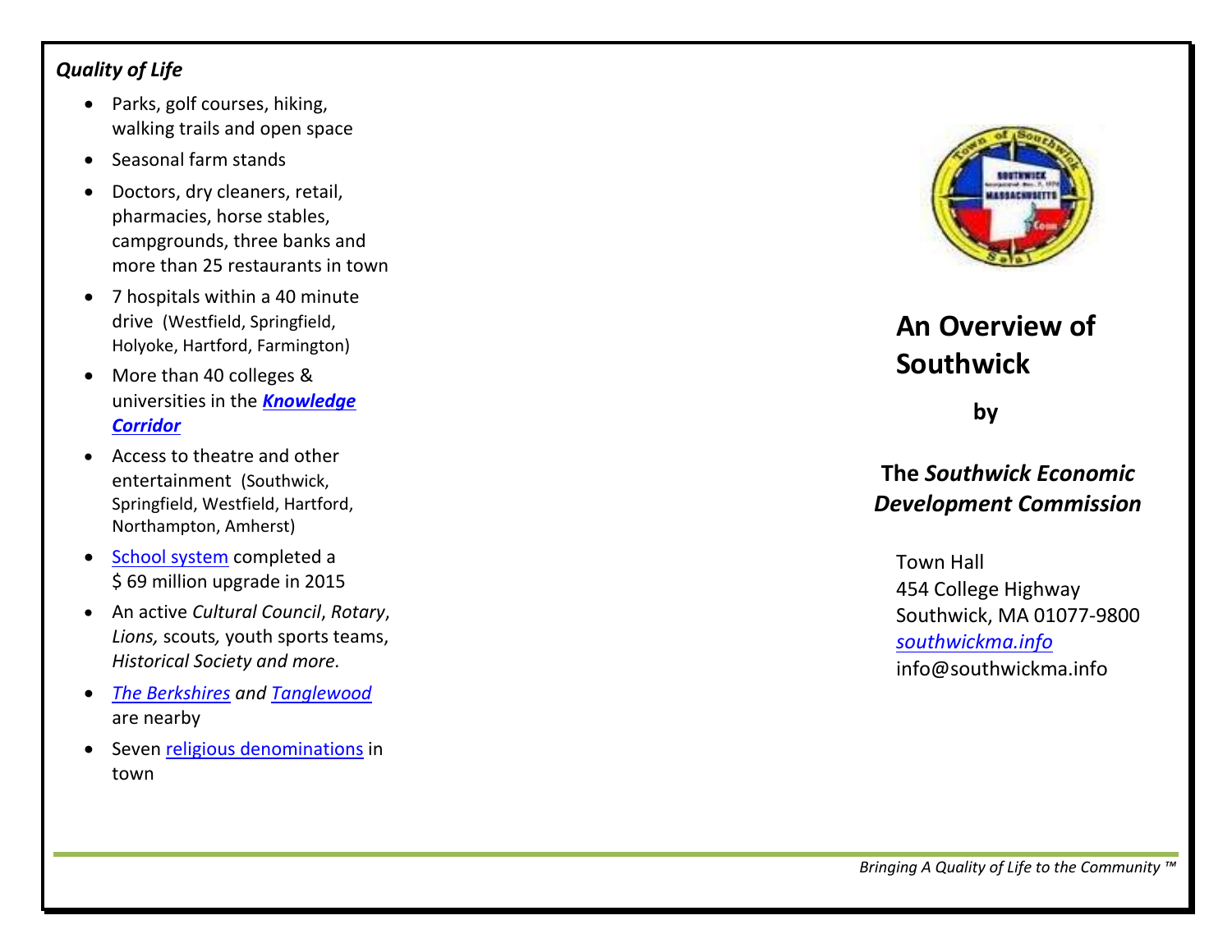***Quality of Life***

- Parks, golf courses, hiking, walking trails and open space
- Seasonal farm stands
- Doctors, dry cleaners, retail, pharmacies, horse stables, campgrounds, three banks and more than 25 restaurants in town
- 7 hospitals within a 40 minute drive (Westfield, Springfield, Holyoke, Hartford, Farmington)
- More than 40 colleges & universities in the ***Knowledge Corridor***
- Access to theatre and other entertainment (Southwick, Springfield, Westfield, Hartford, Northampton, Amherst)
- School system completed a $ 69 million upgrade in 2015
- An active *Cultural Council*, *Rotary*, *Lions,* scouts, youth sports teams, *Historical Society and more.*
- *The Berkshires and Tanglewood* are nearby
- Seven religious denominations in town

# An Overview of Southwick

**by**

**The *Southwick Economic Development Commission***

Town Hall
454 College Highway
Southwick, MA 01077-9800
*southwickma.info*
info@southwickma.info

*Bringing A Quality of Life to the Community ™*